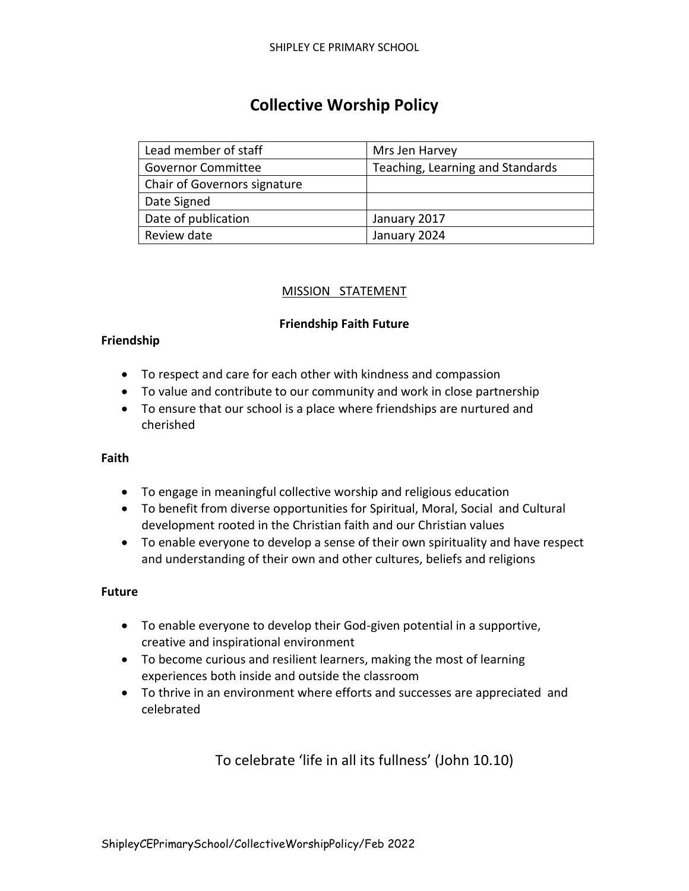# Collective Worship Policy

| Lead member of staff | Mrs Jen Harvey |
|---|---|
| Governor Committee | Teaching, Learning and Standards |
| Chair of Governors signature | |
| Date Signed | |
| Date of publication | January 2017 |
| Review date | January 2024 |

## MISSION STATEMENT

**Friendship Faith Future**

**Friendship**

- To respect and care for each other with kindness and compassion
- To value and contribute to our community and work in close partnership
- To ensure that our school is a place where friendships are nurtured and cherished

**Faith**

- To engage in meaningful collective worship and religious education
- To benefit from diverse opportunities for Spiritual, Moral, Social and Cultural development rooted in the Christian faith and our Christian values
- To enable everyone to develop a sense of their own spirituality and have respect and understanding of their own and other cultures, beliefs and religions

**Future**

- To enable everyone to develop their God-given potential in a supportive, creative and inspirational environment
- To become curious and resilient learners, making the most of learning experiences both inside and outside the classroom
- To thrive in an environment where efforts and successes are appreciated and celebrated

To celebrate 'life in all its fullness' (John 10.10)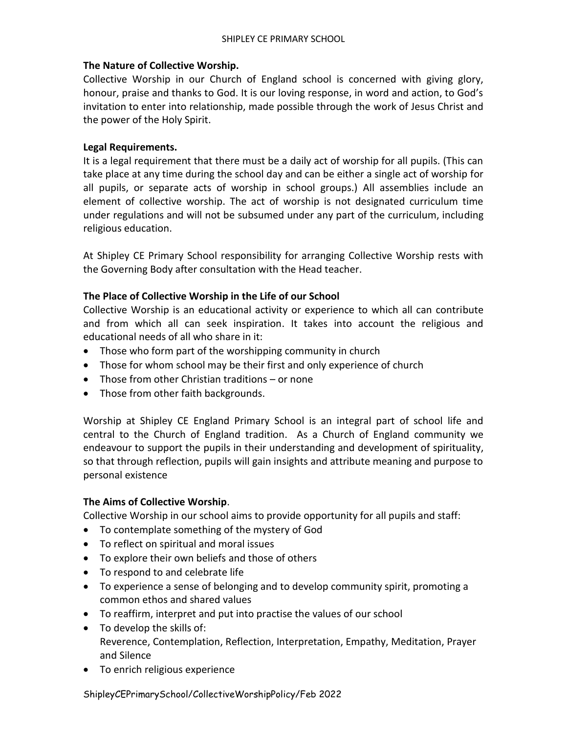### The Nature of Collective Worship.

Collective Worship in our Church of England school is concerned with giving glory, honour, praise and thanks to God. It is our loving response, in word and action, to God's invitation to enter into relationship, made possible through the work of Jesus Christ and the power of the Holy Spirit.

### Legal Requirements.

It is a legal requirement that there must be a daily act of worship for all pupils. (This can take place at any time during the school day and can be either a single act of worship for all pupils, or separate acts of worship in school groups.) All assemblies include an element of collective worship. The act of worship is not designated curriculum time under regulations and will not be subsumed under any part of the curriculum, including religious education.

At Shipley CE Primary School responsibility for arranging Collective Worship rests with the Governing Body after consultation with the Head teacher.

### The Place of Collective Worship in the Life of our School

Collective Worship is an educational activity or experience to which all can contribute and from which all can seek inspiration. It takes into account the religious and educational needs of all who share in it:

- Those who form part of the worshipping community in church
- Those for whom school may be their first and only experience of church
- Those from other Christian traditions – or none
- Those from other faith backgrounds.

Worship at Shipley CE England Primary School is an integral part of school life and central to the Church of England tradition. As a Church of England community we endeavour to support the pupils in their understanding and development of spirituality, so that through reflection, pupils will gain insights and attribute meaning and purpose to personal existence

### The Aims of Collective Worship.

Collective Worship in our school aims to provide opportunity for all pupils and staff:

- To contemplate something of the mystery of God
- To reflect on spiritual and moral issues
- To explore their own beliefs and those of others
- To respond to and celebrate life
- To experience a sense of belonging and to develop community spirit, promoting a common ethos and shared values
- To reaffirm, interpret and put into practise the values of our school
- To develop the skills of:
  Reverence, Contemplation, Reflection, Interpretation, Empathy, Meditation, Prayer and Silence
- To enrich religious experience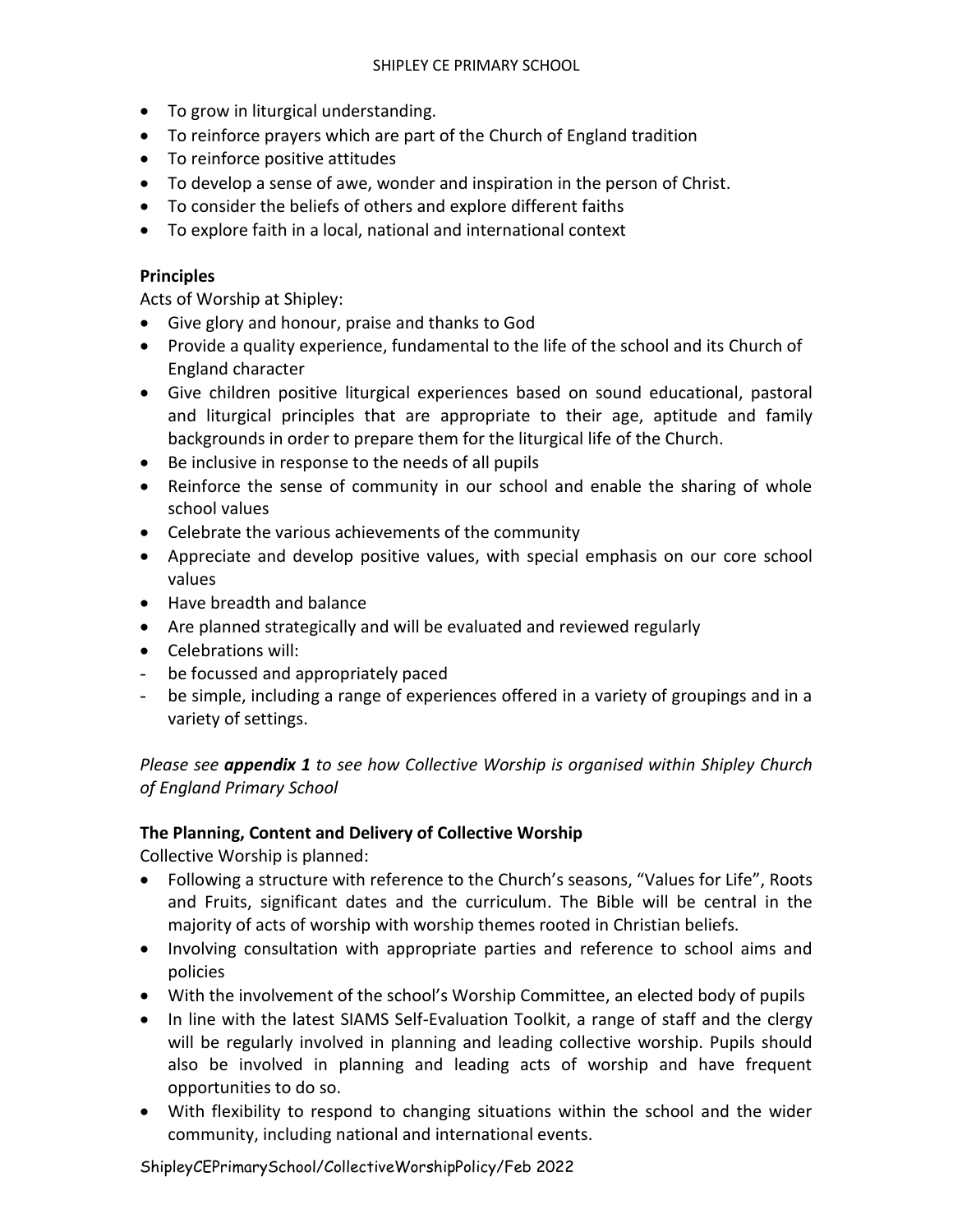- To grow in liturgical understanding.
- To reinforce prayers which are part of the Church of England tradition
- To reinforce positive attitudes
- To develop a sense of awe, wonder and inspiration in the person of Christ.
- To consider the beliefs of others and explore different faiths
- To explore faith in a local, national and international context

**Principles**

Acts of Worship at Shipley:

- Give glory and honour, praise and thanks to God
- Provide a quality experience, fundamental to the life of the school and its Church of England character
- Give children positive liturgical experiences based on sound educational, pastoral and liturgical principles that are appropriate to their age, aptitude and family backgrounds in order to prepare them for the liturgical life of the Church.
- Be inclusive in response to the needs of all pupils
- Reinforce the sense of community in our school and enable the sharing of whole school values
- Celebrate the various achievements of the community
- Appreciate and develop positive values, with special emphasis on our core school values
- Have breadth and balance
- Are planned strategically and will be evaluated and reviewed regularly
- Celebrations will:
    - be focussed and appropriately paced
    - be simple, including a range of experiences offered in a variety of groupings and in a variety of settings.

*Please see* ***appendix 1*** *to see how Collective Worship is organised within Shipley Church of England Primary School*

**The Planning, Content and Delivery of Collective Worship**

Collective Worship is planned:

- Following a structure with reference to the Church's seasons, "Values for Life", Roots and Fruits, significant dates and the curriculum. The Bible will be central in the majority of acts of worship with worship themes rooted in Christian beliefs.
- Involving consultation with appropriate parties and reference to school aims and policies
- With the involvement of the school's Worship Committee, an elected body of pupils
- In line with the latest SIAMS Self-Evaluation Toolkit, a range of staff and the clergy will be regularly involved in planning and leading collective worship. Pupils should also be involved in planning and leading acts of worship and have frequent opportunities to do so.
- With flexibility to respond to changing situations within the school and the wider community, including national and international events.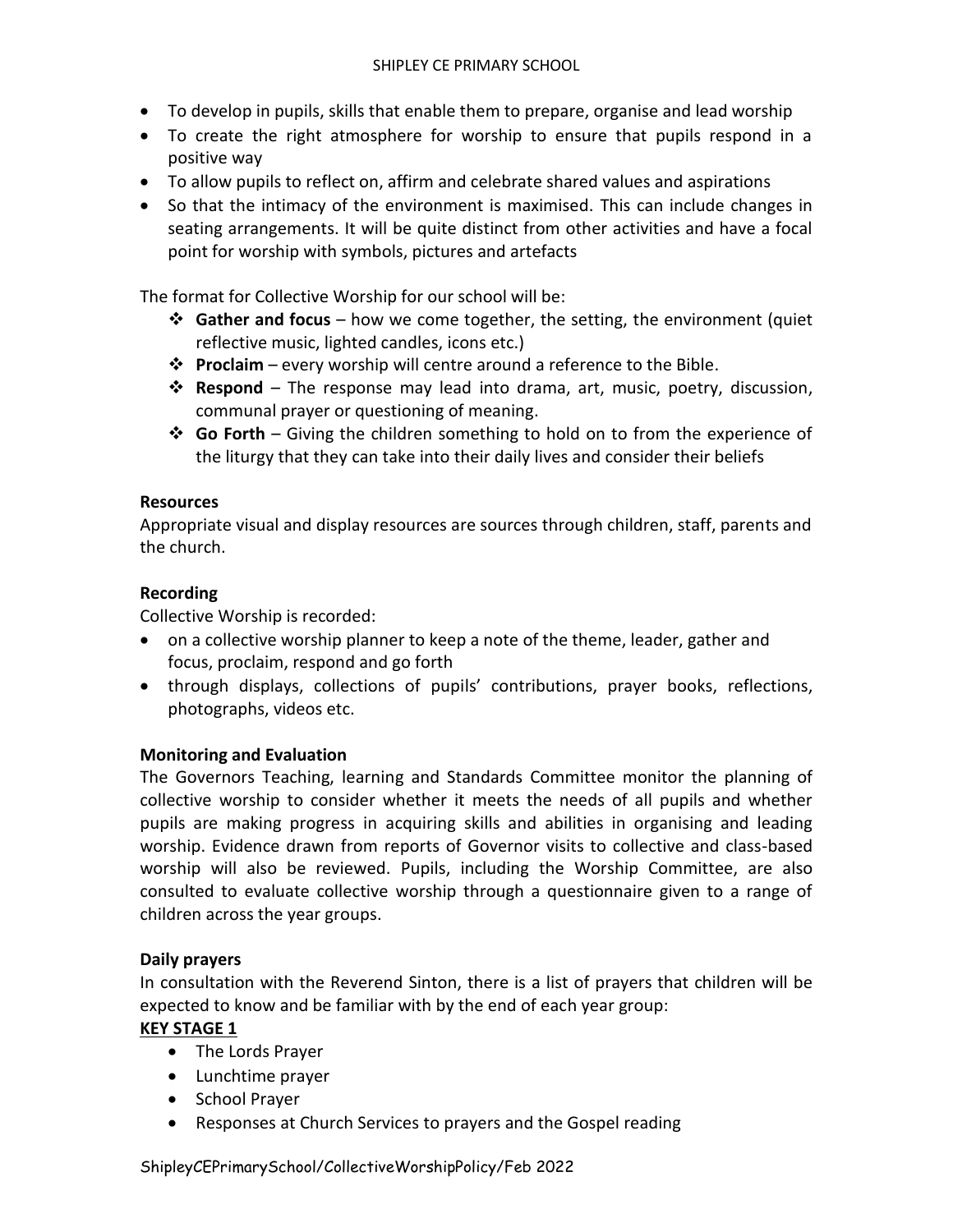- To develop in pupils, skills that enable them to prepare, organise and lead worship
- To create the right atmosphere for worship to ensure that pupils respond in a positive way
- To allow pupils to reflect on, affirm and celebrate shared values and aspirations
- So that the intimacy of the environment is maximised. This can include changes in seating arrangements. It will be quite distinct from other activities and have a focal point for worship with symbols, pictures and artefacts

The format for Collective Worship for our school will be:

- **Gather and focus** – how we come together, the setting, the environment (quiet reflective music, lighted candles, icons etc.)
- **Proclaim** – every worship will centre around a reference to the Bible.
- **Respond** – The response may lead into drama, art, music, poetry, discussion, communal prayer or questioning of meaning.
- **Go Forth** – Giving the children something to hold on to from the experience of the liturgy that they can take into their daily lives and consider their beliefs

**Resources**

Appropriate visual and display resources are sources through children, staff, parents and the church.

**Recording**

Collective Worship is recorded:

- on a collective worship planner to keep a note of the theme, leader, gather and focus, proclaim, respond and go forth
- through displays, collections of pupils' contributions, prayer books, reflections, photographs, videos etc.

**Monitoring and Evaluation**

The Governors Teaching, learning and Standards Committee monitor the planning of collective worship to consider whether it meets the needs of all pupils and whether pupils are making progress in acquiring skills and abilities in organising and leading worship. Evidence drawn from reports of Governor visits to collective and class-based worship will also be reviewed. Pupils, including the Worship Committee, are also consulted to evaluate collective worship through a questionnaire given to a range of children across the year groups.

**Daily prayers**

In consultation with the Reverend Sinton, there is a list of prayers that children will be expected to know and be familiar with by the end of each year group:

**KEY STAGE 1**

- The Lords Prayer
- Lunchtime prayer
- School Prayer
- Responses at Church Services to prayers and the Gospel reading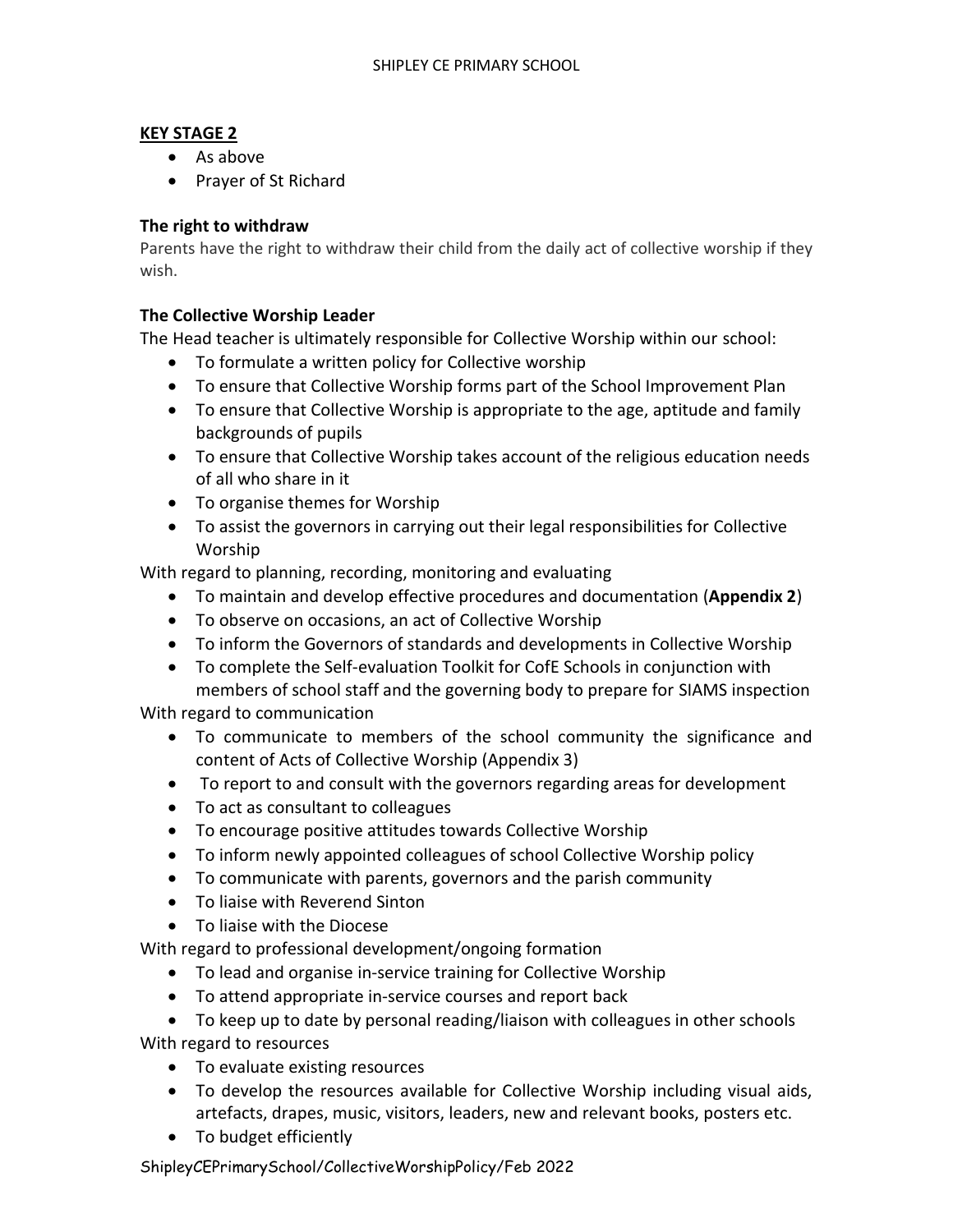## KEY STAGE 2

- As above
- Prayer of St Richard

### The right to withdraw

Parents have the right to withdraw their child from the daily act of collective worship if they wish.

### The Collective Worship Leader

The Head teacher is ultimately responsible for Collective Worship within our school:

- To formulate a written policy for Collective worship
- To ensure that Collective Worship forms part of the School Improvement Plan
- To ensure that Collective Worship is appropriate to the age, aptitude and family backgrounds of pupils
- To ensure that Collective Worship takes account of the religious education needs of all who share in it
- To organise themes for Worship
- To assist the governors in carrying out their legal responsibilities for Collective Worship

With regard to planning, recording, monitoring and evaluating

- To maintain and develop effective procedures and documentation (**Appendix 2**)
- To observe on occasions, an act of Collective Worship
- To inform the Governors of standards and developments in Collective Worship
- To complete the Self-evaluation Toolkit for CofE Schools in conjunction with members of school staff and the governing body to prepare for SIAMS inspection

With regard to communication

- To communicate to members of the school community the significance and content of Acts of Collective Worship (Appendix 3)
- To report to and consult with the governors regarding areas for development
- To act as consultant to colleagues
- To encourage positive attitudes towards Collective Worship
- To inform newly appointed colleagues of school Collective Worship policy
- To communicate with parents, governors and the parish community
- To liaise with Reverend Sinton
- To liaise with the Diocese

With regard to professional development/ongoing formation

- To lead and organise in-service training for Collective Worship
- To attend appropriate in-service courses and report back
- To keep up to date by personal reading/liaison with colleagues in other schools

With regard to resources

- To evaluate existing resources
- To develop the resources available for Collective Worship including visual aids, artefacts, drapes, music, visitors, leaders, new and relevant books, posters etc.
- To budget efficiently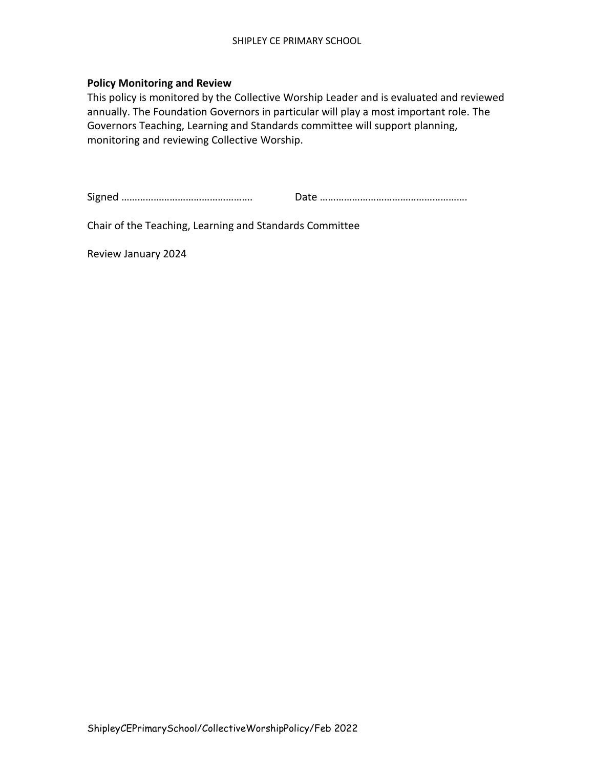**Policy Monitoring and Review**

This policy is monitored by the Collective Worship Leader and is evaluated and reviewed annually. The Foundation Governors in particular will play a most important role. The Governors Teaching, Learning and Standards committee will support planning, monitoring and reviewing Collective Worship.

Signed …………………………………………. Date ……………………………………………….

Chair of the Teaching, Learning and Standards Committee

Review January 2024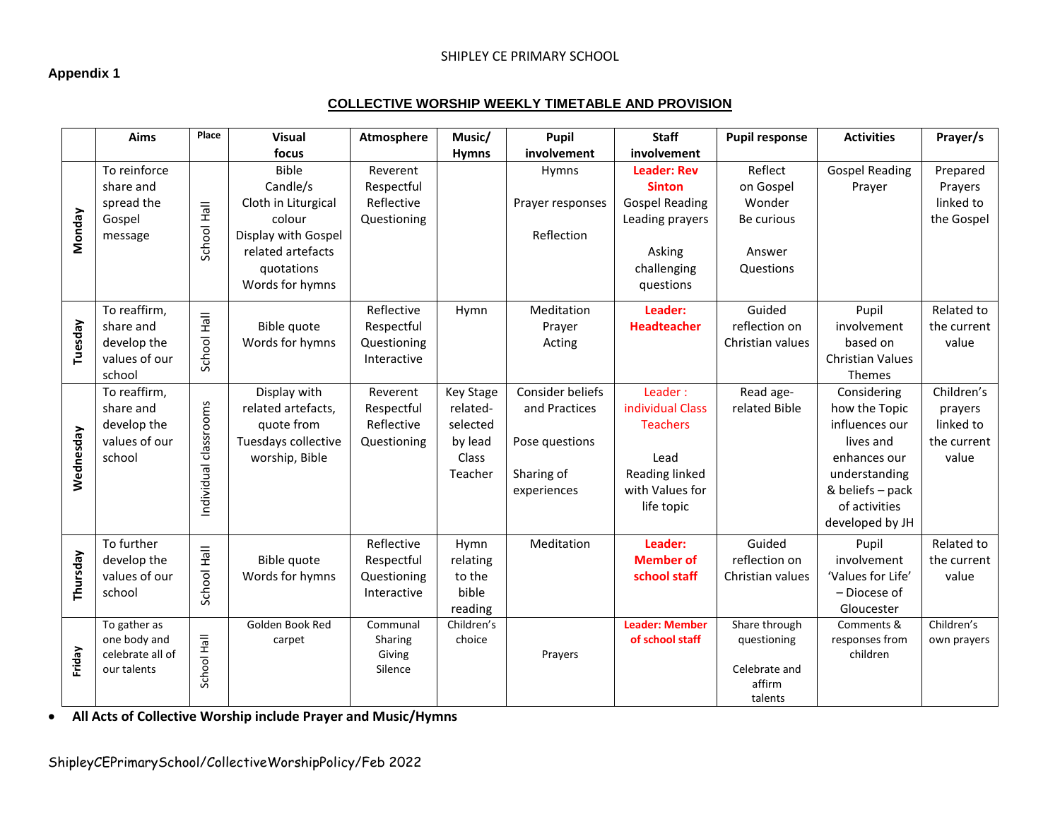SHIPLEY CE PRIMARY SCHOOL

**Appendix 1**

## COLLECTIVE WORSHIP WEEKLY TIMETABLE AND PROVISION

| | Aims | Place | Visual focus | Atmosphere | Music/ Hymns | Pupil involvement | Staff involvement | Pupil response | Activities | Prayer/s |
|---|---|---|---|---|---|---|---|---|---|---|
| **Monday** | To reinforce share and spread the Gospel message | School Hall | Bible Candle/s Cloth in Liturgical colour Display with Gospel related artefacts quotations Words for hymns | Reverent Respectful Reflective Questioning | | Hymns<br><br>Prayer responses<br><br>Reflection | **Leader: Rev Sinton** Gospel Reading Leading prayers<br><br>Asking challenging questions | Reflect on Gospel Wonder Be curious<br><br>Answer Questions | Gospel Reading Prayer | Prepared Prayers linked to the Gospel |
| **Tuesday** | To reaffirm, share and develop the values of our school | School Hall | Bible quote Words for hymns | Reflective Respectful Questioning Interactive | Hymn | Meditation Prayer Acting | **Leader: Headteacher** | Guided reflection on Christian values | Pupil involvement based on Christian Values Themes | Related to the current value |
| **Wednesday** | To reaffirm, share and develop the values of our school | Individual classrooms | Display with related artefacts, quote from Tuesdays collective worship, Bible | Reverent Respectful Reflective Questioning | Key Stage related-selected by lead Class Teacher | Consider beliefs and Practices<br><br>Pose questions<br><br>Sharing of experiences | Leader : individual Class Teachers<br><br>Lead Reading linked with Values for life topic | Read age-related Bible | Considering how the Topic influences our lives and enhances our understanding & beliefs – pack of activities developed by JH | Children's prayers linked to the current value |
| **Thursday** | To further develop the values of our school | School Hall | Bible quote Words for hymns | Reflective Respectful Questioning Interactive | Hymn relating to the bible reading | Meditation | **Leader: Member of school staff** | Guided reflection on Christian values | Pupil involvement 'Values for Life' – Diocese of Gloucester | Related to the current value |
| **Friday** | To gather as one body and celebrate all of our talents | School Hall | Golden Book Red carpet | Communal Sharing Giving Silence | Children's choice | Prayers | **Leader: Member of school staff** | Share through questioning<br><br>Celebrate and affirm talents | Comments & responses from children | Children's own prayers |

- **All Acts of Collective Worship include Prayer and Music/Hymns**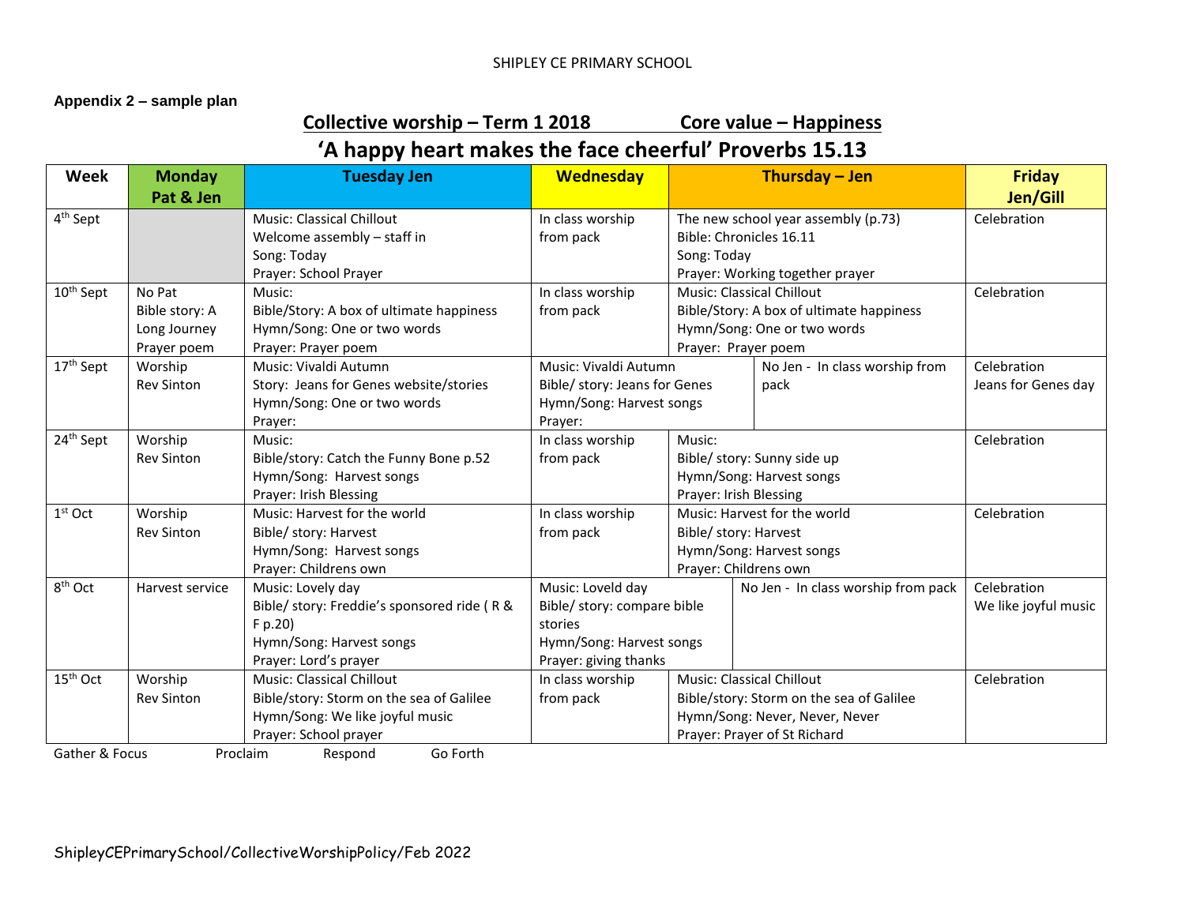**Appendix 2 – sample plan**

## Collective worship – Term 1 2018 Core value – Happiness

## 'A happy heart makes the face cheerful' Proverbs 15.13

| Week | Monday Pat & Jen | Tuesday Jen | Wednesday | Thursday – Jen | Friday Jen/Gill |
|---|---|---|---|---|---|
| 4th Sept | | Music: Classical Chillout<br>Welcome assembly – staff in<br>Song: Today<br>Prayer: School Prayer | In class worship from pack | The new school year assembly (p.73)<br>Bible: Chronicles 16.11<br>Song: Today<br>Prayer: Working together prayer | Celebration |
| 10th Sept | No Pat<br>Bible story: A Long Journey<br>Prayer poem | Music:<br>Bible/Story: A box of ultimate happiness<br>Hymn/Song: One or two words<br>Prayer: Prayer poem | In class worship from pack | Music: Classical Chillout<br>Bible/Story: A box of ultimate happiness<br>Hymn/Song: One or two words<br>Prayer: Prayer poem | Celebration |
| 17th Sept | Worship<br>Rev Sinton | Music: Vivaldi Autumn<br>Story: Jeans for Genes website/stories<br>Hymn/Song: One or two words<br>Prayer: | Music: Vivaldi Autumn<br>Bible/ story: Jeans for Genes<br>Hymn/Song: Harvest songs<br>Prayer: | No Jen - In class worship from pack | Celebration<br>Jeans for Genes day |
| 24th Sept | Worship<br>Rev Sinton | Music:<br>Bible/story: Catch the Funny Bone p.52<br>Hymn/Song: Harvest songs<br>Prayer: Irish Blessing | In class worship from pack | Music:<br>Bible/ story: Sunny side up<br>Hymn/Song: Harvest songs<br>Prayer: Irish Blessing | Celebration |
| 1st Oct | Worship<br>Rev Sinton | Music: Harvest for the world<br>Bible/ story: Harvest<br>Hymn/Song: Harvest songs<br>Prayer: Childrens own | In class worship from pack | Music: Harvest for the world<br>Bible/ story: Harvest<br>Hymn/Song: Harvest songs<br>Prayer: Childrens own | Celebration |
| 8th Oct | Harvest service | Music: Lovely day<br>Bible/ story: Freddie's sponsored ride ( R & F p.20)<br>Hymn/Song: Harvest songs<br>Prayer: Lord's prayer | Music: Loveld day<br>Bible/ story: compare bible stories<br>Hymn/Song: Harvest songs<br>Prayer: giving thanks | No Jen - In class worship from pack | Celebration<br>We like joyful music |
| 15th Oct | Worship<br>Rev Sinton | Music: Classical Chillout<br>Bible/story: Storm on the sea of Galilee<br>Hymn/Song: We like joyful music<br>Prayer: School prayer | In class worship from pack | Music: Classical Chillout<br>Bible/story: Storm on the sea of Galilee<br>Hymn/Song: Never, Never, Never<br>Prayer: Prayer of St Richard | Celebration |

Gather & Focus Proclaim Respond Go Forth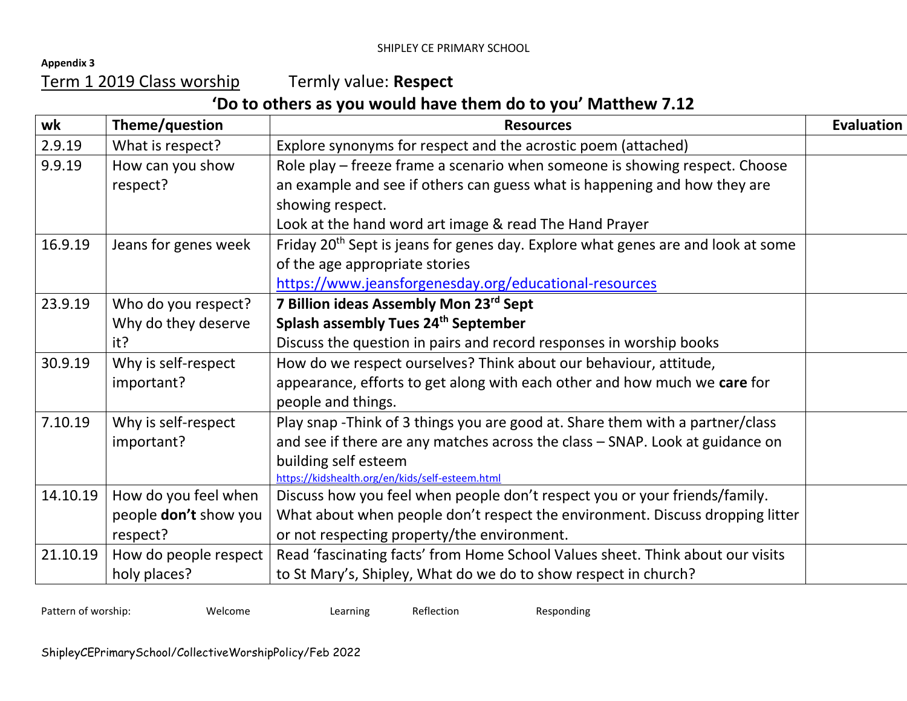**Appendix 3**

Term 1 2019 Class worship    Termly value: **Respect**

## ‘Do to others as you would have them do to you’ Matthew 7.12

| wk | Theme/question | Resources | Evaluation |
|---|---|---|---|
| 2.9.19 | What is respect? | Explore synonyms for respect and the acrostic poem (attached) | |
| 9.9.19 | How can you show respect? | Role play – freeze frame a scenario when someone is showing respect. Choose an example and see if others can guess what is happening and how they are showing respect. Look at the hand word art image & read The Hand Prayer | |
| 16.9.19 | Jeans for genes week | Friday 20th Sept is jeans for genes day. Explore what genes are and look at some of the age appropriate stories https://www.jeansforgenesday.org/educational-resources | |
| 23.9.19 | Who do you respect? Why do they deserve it? | **7 Billion ideas Assembly Mon 23rd Sept** **Splash assembly Tues 24th September** Discuss the question in pairs and record responses in worship books | |
| 30.9.19 | Why is self-respect important? | How do we respect ourselves? Think about our behaviour, attitude, appearance, efforts to get along with each other and how much we **care** for people and things. | |
| 7.10.19 | Why is self-respect important? | Play snap -Think of 3 things you are good at. Share them with a partner/class and see if there are any matches across the class – SNAP. Look at guidance on building self esteem https://kidshealth.org/en/kids/self-esteem.html | |
| 14.10.19 | How do you feel when people **don’t** show you respect? | Discuss how you feel when people don’t respect you or your friends/family. What about when people don’t respect the environment. Discuss dropping litter or not respecting property/the environment. | |
| 21.10.19 | How do people respect holy places? | Read ‘fascinating facts’ from Home School Values sheet. Think about our visits to St Mary’s, Shipley, What do we do to show respect in church? | |

Pattern of worship: Welcome Learning Reflection Responding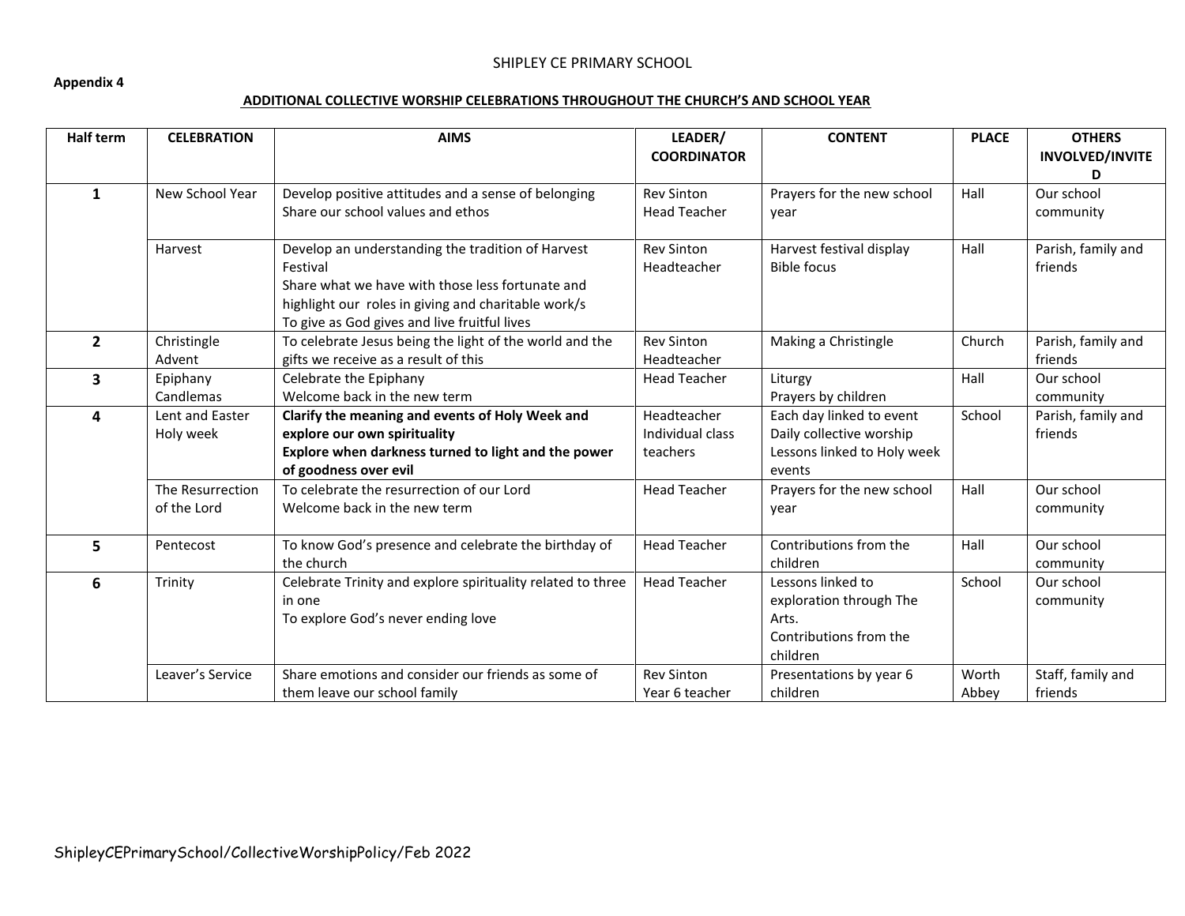SHIPLEY CE PRIMARY SCHOOL

**Appendix 4**

**ADDITIONAL COLLECTIVE WORSHIP CELEBRATIONS THROUGHOUT THE CHURCH'S AND SCHOOL YEAR**

| Half term | CELEBRATION | AIMS | LEADER/ COORDINATOR | CONTENT | PLACE | OTHERS INVOLVED/INVITED |
|---|---|---|---|---|---|---|
| 1 | New School Year | Develop positive attitudes and a sense of belonging<br>Share our school values and ethos | Rev Sinton<br>Head Teacher | Prayers for the new school year | Hall | Our school community |
| | Harvest | Develop an understanding the tradition of Harvest Festival<br>Share what we have with those less fortunate and highlight our roles in giving and charitable work/s<br>To give as God gives and live fruitful lives | Rev Sinton<br>Headteacher | Harvest festival display<br>Bible focus | Hall | Parish, family and friends |
| 2 | Christingle<br>Advent | To celebrate Jesus being the light of the world and the gifts we receive as a result of this | Rev Sinton<br>Headteacher | Making a Christingle | Church | Parish, family and friends |
| 3 | Epiphany<br>Candlemas | Celebrate the Epiphany<br>Welcome back in the new term | Head Teacher | Liturgy<br>Prayers by children | Hall | Our school community |
| 4 | Lent and Easter<br>Holy week | **Clarify the meaning and events of Holy Week and explore our own spirituality**<br>**Explore when darkness turned to light and the power of goodness over evil** | Headteacher<br>Individual class teachers | Each day linked to event<br>Daily collective worship<br>Lessons linked to Holy week events | School | Parish, family and friends |
| | The Resurrection of the Lord | To celebrate the resurrection of our Lord<br>Welcome back in the new term | Head Teacher | Prayers for the new school year | Hall | Our school community |
| 5 | Pentecost | To know God's presence and celebrate the birthday of the church | Head Teacher | Contributions from the children | Hall | Our school community |
| 6 | Trinity | Celebrate Trinity and explore spirituality related to three in one<br>To explore God's never ending love | Head Teacher | Lessons linked to exploration through The Arts.<br>Contributions from the children | School | Our school community |
| | Leaver's Service | Share emotions and consider our friends as some of them leave our school family | Rev Sinton<br>Year 6 teacher | Presentations by year 6 children | Worth Abbey | Staff, family and friends |

ShipleyCEPrimarySchool/CollectiveWorshipPolicy/Feb 2022